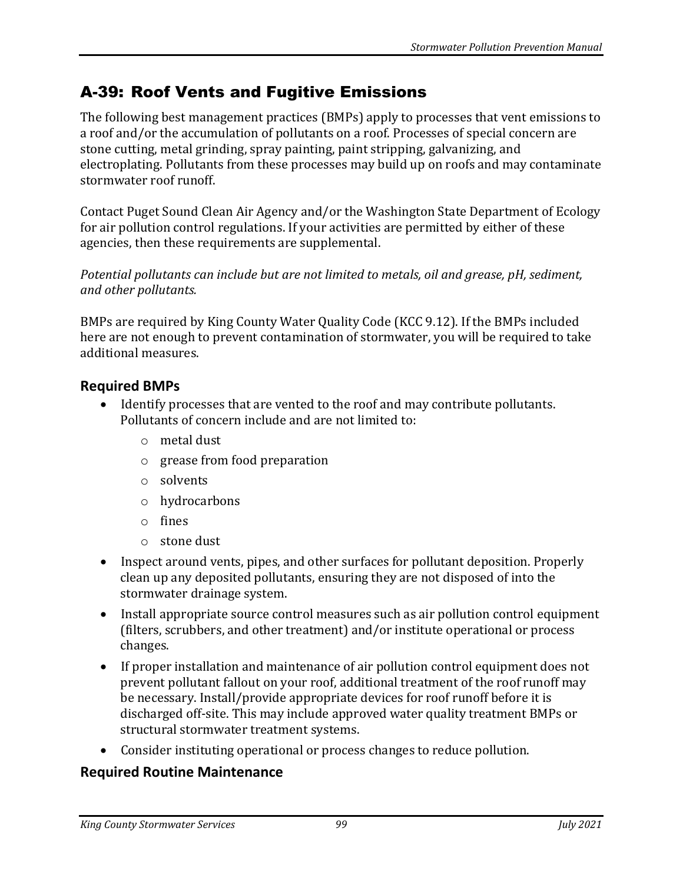## A-39: Roof Vents and Fugitive Emissions

The following best management practices (BMPs) apply to processes that vent emissions to a roof and/or the accumulation of pollutants on a roof. Processes of special concern are stone cutting, metal grinding, spray painting, paint stripping, galvanizing, and electroplating. Pollutants from these processes may build up on roofs and may contaminate stormwater roof runoff.

Contact Puget Sound Clean Air Agency and/or the Washington State Department of Ecology for air pollution control regulations. If your activities are permitted by either of these agencies, then these requirements are supplemental.

*Potential pollutants can include but are not limited to metals, oil and grease, pH, sediment, and other pollutants.*

BMPs are required by King County Water Quality Code (KCC 9.12). If the BMPs included here are not enough to prevent contamination of stormwater, you will be required to take additional measures.

### Required BMPs

- Identify processes that are vented to the roof and may contribute pollutants. Pollutants of concern include and are not limited to:
  - metal dust
  - grease from food preparation
  - solvents
  - hydrocarbons
  - fines
  - stone dust
- Inspect around vents, pipes, and other surfaces for pollutant deposition. Properly clean up any deposited pollutants, ensuring they are not disposed of into the stormwater drainage system.
- Install appropriate source control measures such as air pollution control equipment (filters, scrubbers, and other treatment) and/or institute operational or process changes.
- If proper installation and maintenance of air pollution control equipment does not prevent pollutant fallout on your roof, additional treatment of the roof runoff may be necessary. Install/provide appropriate devices for roof runoff before it is discharged off-site. This may include approved water quality treatment BMPs or structural stormwater treatment systems.
- Consider instituting operational or process changes to reduce pollution.

### Required Routine Maintenance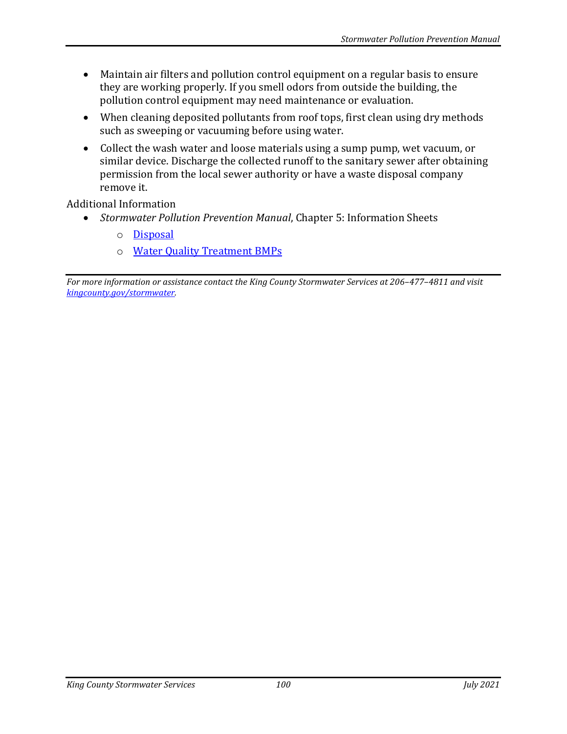- Maintain air filters and pollution control equipment on a regular basis to ensure they are working properly. If you smell odors from outside the building, the pollution control equipment may need maintenance or evaluation.
- When cleaning deposited pollutants from roof tops, first clean using dry methods such as sweeping or vacuuming before using water.
- Collect the wash water and loose materials using a sump pump, wet vacuum, or similar device. Discharge the collected runoff to the sanitary sewer after obtaining permission from the local sewer authority or have a waste disposal company remove it.

Additional Information

- *Stormwater Pollution Prevention Manual*, Chapter 5: Information Sheets
  - Disposal
  - Water Quality Treatment BMPs

*For more information or assistance contact the King County Stormwater Services at 206–477–4811 and visit kingcounty.gov/stormwater.*